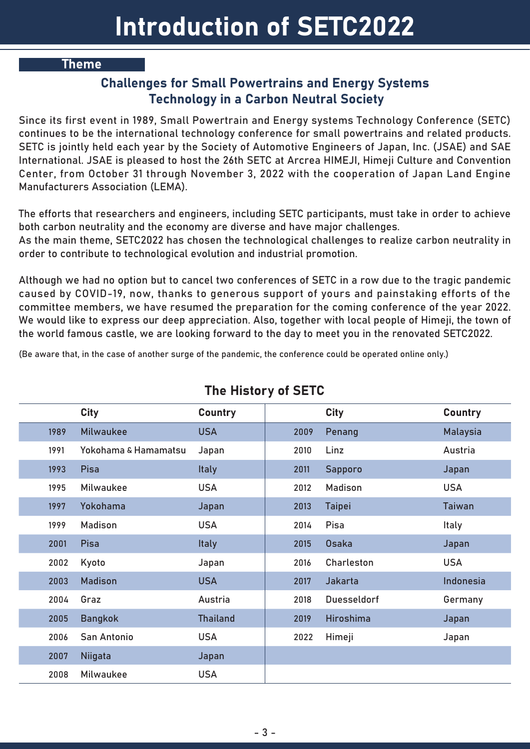# Introduction of SETC2022

## Theme

### Challenges for Small Powertrains and Energy Systems Technology in a Carbon Neutral Society

Since its first event in 1989, Small Powertrain and Energy systems Technology Conference (SETC) continues to be the international technology conference for small powertrains and related products. SETC is jointly held each year by the Society of Automotive Engineers of Japan, Inc. (JSAE) and SAE International. JSAE is pleased to host the 26th SETC at Arcrea HIMEJI, Himeji Culture and Convention Center, from October 31 through November 3, 2022 with the cooperation of Japan Land Engine Manufacturers Association (LEMA).

The efforts that researchers and engineers, including SETC participants, must take in order to achieve both carbon neutrality and the economy are diverse and have major challenges.
As the main theme, SETC2022 has chosen the technological challenges to realize carbon neutrality in order to contribute to technological evolution and industrial promotion.

Although we had no option but to cancel two conferences of SETC in a row due to the tragic pandemic caused by COVID-19, now, thanks to generous support of yours and painstaking efforts of the committee members, we have resumed the preparation for the coming conference of the year 2022. We would like to express our deep appreciation. Also, together with local people of Himeji, the town of the world famous castle, we are looking forward to the day to meet you in the renovated SETC2022.

(Be aware that, in the case of another surge of the pandemic, the conference could be operated online only.)

## The History of SETC

| | City | Country | | City | Country |
|---|---|---|---|---|---|
| 1989 | Milwaukee | USA | 2009 | Penang | Malaysia |
| 1991 | Yokohama & Hamamatsu | Japan | 2010 | Linz | Austria |
| 1993 | Pisa | Italy | 2011 | Sapporo | Japan |
| 1995 | Milwaukee | USA | 2012 | Madison | USA |
| 1997 | Yokohama | Japan | 2013 | Taipei | Taiwan |
| 1999 | Madison | USA | 2014 | Pisa | Italy |
| 2001 | Pisa | Italy | 2015 | Osaka | Japan |
| 2002 | Kyoto | Japan | 2016 | Charleston | USA |
| 2003 | Madison | USA | 2017 | Jakarta | Indonesia |
| 2004 | Graz | Austria | 2018 | Duesseldorf | Germany |
| 2005 | Bangkok | Thailand | 2019 | Hiroshima | Japan |
| 2006 | San Antonio | USA | 2022 | Himeji | Japan |
| 2007 | Niigata | Japan | | | |
| 2008 | Milwaukee | USA | | | |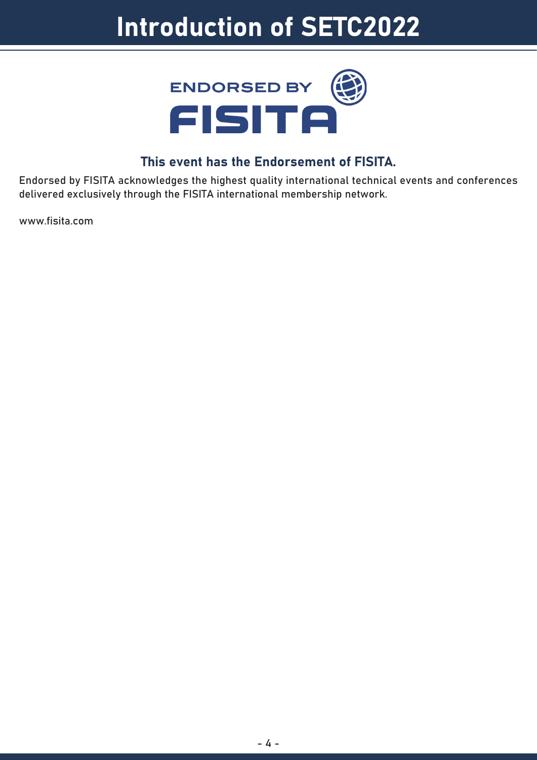# Introduction of SETC2022

ENDORSED BY FISITA

### This event has the Endorsement of FISITA.

Endorsed by FISITA acknowledges the highest quality international technical events and conferences delivered exclusively through the FISITA international membership network.

www.fisita.com